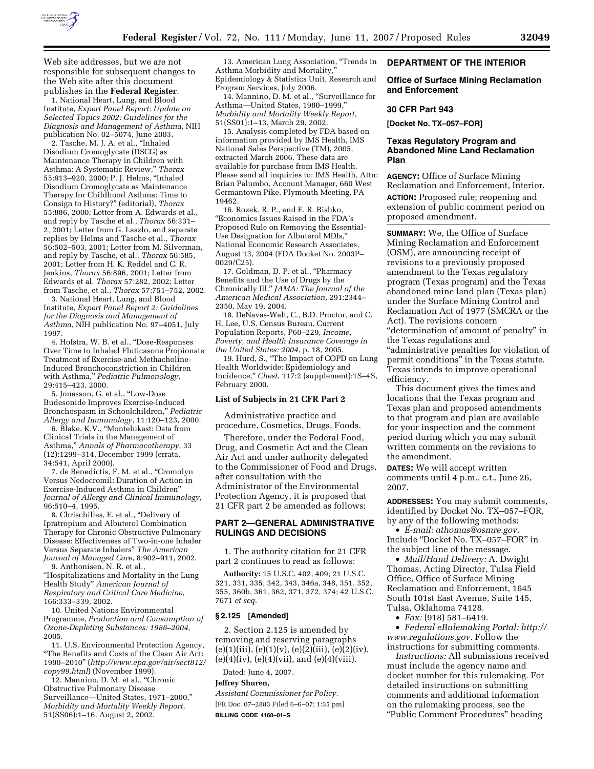Web site addresses, but we are not responsible for subsequent changes to the Web site after this document publishes in the **Federal Register**.

1. National Heart, Lung, and Blood Institute, *Expert Panel Report: Update on Selected Topics 2002: Guidelines for the Diagnosis and Management of Asthma*, NIH publication No. 02–5074, June 2003.

2. Tasche, M. J. A. et al., "Inhaled Disodium Cromoglycate (DSCG) as Maintenance Therapy in Children with Asthma: A Systematic Review," *Thorax* 55:913–920, 2000; P. J. Helms, "Inhaled Disodium Cromoglycate as Maintenance Therapy for Childhood Asthma: Time to Consign to History?" (editorial), *Thorax* 55:886, 2000; Letter from A. Edwards et al., and reply by Tasche et al., *Thorax* 56:331–2, 2001; Letter from G. Laszlo, and separate replies by Helms and Tasche et al., *Thorax* 56:502–503, 2001; Letter from M. Silverman, and reply by Tasche, et al., *Thorax* 56:585, 2001; Letter from H. K. Reddel and C. R. Jenkins, *Thorax* 56:896, 2001; Letter from Edwards et al. *Thorax* 57:282, 2002; Letter from Tasche, et al., *Thorax* 57:751–752, 2002.

3. National Heart, Lung, and Blood Institute, *Expert Panel Report 2: Guidelines for the Diagnosis and Management of Asthma*, NIH publication No. 97–4051, July 1997.

4. Hofstra, W. B. et al., "Dose-Responses Over Time to Inhaled Fluticasone Propionate Treatment of Exercise-and Methacholine-Induced Bronchoconstriction in Children with Asthma," *Pediatric Pulmonology*, 29:415–423, 2000.

5. Jonasson, G. et al., "Low-Dose Budesonide Improves Exercise-Induced Bronchospasm in Schoolchildren," *Pediatric Allergy and Immunology*, 11:120–123, 2000.

6. Blake, K.V., "Montelukast: Data from Clinical Trials in the Management of Asthma," *Annals of Pharmacotherapy*, 33 (12):1299–314, December 1999 (errata, 34:541, April 2000).

7. de Benedictis, F. M. et al., "Cromolyn Versus Nedocromil: Duration of Action in Exercise-Induced Asthma in Children" *Journal of Allergy and Clinical Immunology*, 96:510–4, 1995.

8. Chrischilles, E. et al., "Delivery of Ipratropium and Albuterol Combination Therapy for Chronic Obstructive Pulmonary Disease: Effectiveness of Two-in-one Inhaler Versus Separate Inhalers" *The American Journal of Managed Care*, 8:902–911, 2002.

9. Anthonisen, N. R. et al., "Hospitalizations and Mortality in the Lung Health Study" *American Journal of Respiratory and Critical Care Medicine*, 166:333–339, 2002.

10. United Nations Environmental Programme, *Production and Consumption of Ozone-Depleting Substances: 1986–2004*, 2005.

11. U.S. Environmental Protection Agency, "The Benefits and Costs of the Clean Air Act: 1990–2010" (*http://www.epa.gov/air/sect812/copy99.html*) (November 1999).

12. Mannino, D. M. et al., "Chronic Obstructive Pulmonary Disease Surveillance—United States, 1971–2000," *Morbidity and Mortality Weekly Report*, 51(SS06):1–16, August 2, 2002.

13. American Lung Association, "Trends in Asthma Morbidity and Mortality," Epidemiology & Statistics Unit, Research and Program Services, July 2006.

14. Mannino, D. M. et al., "Surveillance for Asthma—United States, 1980–1999," *Morbidity and Mortality Weekly Report*, 51(SS01):1–13, March 29, 2002.

15. Analysis completed by FDA based on information provided by IMS Health, IMS National Sales Perspective (TM), 2005, extracted March 2006. These data are available for purchase from IMS Health. Please send all inquiries to: IMS Health, Attn: Brian Palumbo, Account Manager, 660 West Germantown Pike, Plymouth Meeting, PA 19462.

16. Rozek, R. P., and E. R. Bishko, "Economics Issues Raised in the FDA's Proposed Rule on Removing the Essential-Use Designation for Albuterol MDIs," National Economic Research Associates, August 13, 2004 (FDA Docket No. 2003P–0029/C25).

17. Goldman, D. P. et al., "Pharmacy Benefits and the Use of Drugs by the Chronically Ill," *JAMA: The Journal of the American Medical Association*, 291:2344–2350, May 19, 2004.

18. DeNavas-Walt, C., B.D. Proctor, and C. H. Lee, U.S. Census Bureau, Current Population Reports, P60–229, *Income, Poverty, and Health Insurance Coverage in the United States: 2004*, p. 18, 2005.

19. Hurd, S., "The Impact of COPD on Lung Health Worldwide: Epidemiology and Incidence," *Chest*, 117:2 (supplement):1S–4S, February 2000.

### List of Subjects in 21 CFR Part 2

Administrative practice and procedure, Cosmetics, Drugs, Foods.

Therefore, under the Federal Food, Drug, and Cosmetic Act and the Clean Air Act and under authority delegated to the Commissioner of Food and Drugs, after consultation with the Administrator of the Environmental Protection Agency, it is proposed that 21 CFR part 2 be amended as follows:

## PART 2—GENERAL ADMINISTRATIVE RULINGS AND DECISIONS

1. The authority citation for 21 CFR part 2 continues to read as follows:

**Authority:** 15 U.S.C. 402, 409; 21 U.S.C. 321, 331, 335, 342, 343, 346a, 348, 351, 352, 355, 360b, 361, 362, 371, 372, 374; 42 U.S.C. 7671 *et seq.*

### § 2.125 [Amended]

2. Section 2.125 is amended by removing and reserving paragraphs (e)(1)(iii), (e)(1)(v), (e)(2)(iii), (e)(2)(iv), (e)(4)(iv), (e)(4)(vii), and (e)(4)(viii).

Dated: June 4, 2007.

**Jeffrey Shuren,**

*Assistant Commissioner for Policy.*

[FR Doc. 07–2883 Filed 6–6–07; 1:35 pm]

**BILLING CODE 4160–01–S**

---

## DEPARTMENT OF THE INTERIOR

### Office of Surface Mining Reclamation and Enforcement

### 30 CFR Part 943

**[Docket No. TX–057–FOR]**

### Texas Regulatory Program and Abandoned Mine Land Reclamation Plan

**AGENCY:** Office of Surface Mining Reclamation and Enforcement, Interior.

**ACTION:** Proposed rule; reopening and extension of public comment period on proposed amendment.

**SUMMARY:** We, the Office of Surface Mining Reclamation and Enforcement (OSM), are announcing receipt of revisions to a previously proposed amendment to the Texas regulatory program (Texas program) and the Texas abandoned mine land plan (Texas plan) under the Surface Mining Control and Reclamation Act of 1977 (SMCRA or the Act). The revisions concern "determination of amount of penalty" in the Texas regulations and "administrative penalties for violation of permit conditions" in the Texas statute. Texas intends to improve operational efficiency.

This document gives the times and locations that the Texas program and Texas plan and proposed amendments to that program and plan are available for your inspection and the comment period during which you may submit written comments on the revisions to the amendment.

**DATES:** We will accept written comments until 4 p.m., c.t., June 26, 2007.

**ADDRESSES:** You may submit comments, identified by Docket No. TX–057–FOR, by any of the following methods:

- *E-mail: athomas@osmre.gov.* Include "Docket No. TX–057–FOR" in the subject line of the message.
- *Mail/Hand Delivery:* A. Dwight Thomas, Acting Director, Tulsa Field Office, Office of Surface Mining Reclamation and Enforcement, 1645 South 101st East Avenue, Suite 145, Tulsa, Oklahoma 74128.
- *Fax:* (918) 581–6419.
- *Federal eRulemaking Portal: http://www.regulations.gov.* Follow the instructions for submitting comments.

*Instructions:* All submissions received must include the agency name and docket number for this rulemaking. For detailed instructions on submitting comments and additional information on the rulemaking process, see the "Public Comment Procedures" heading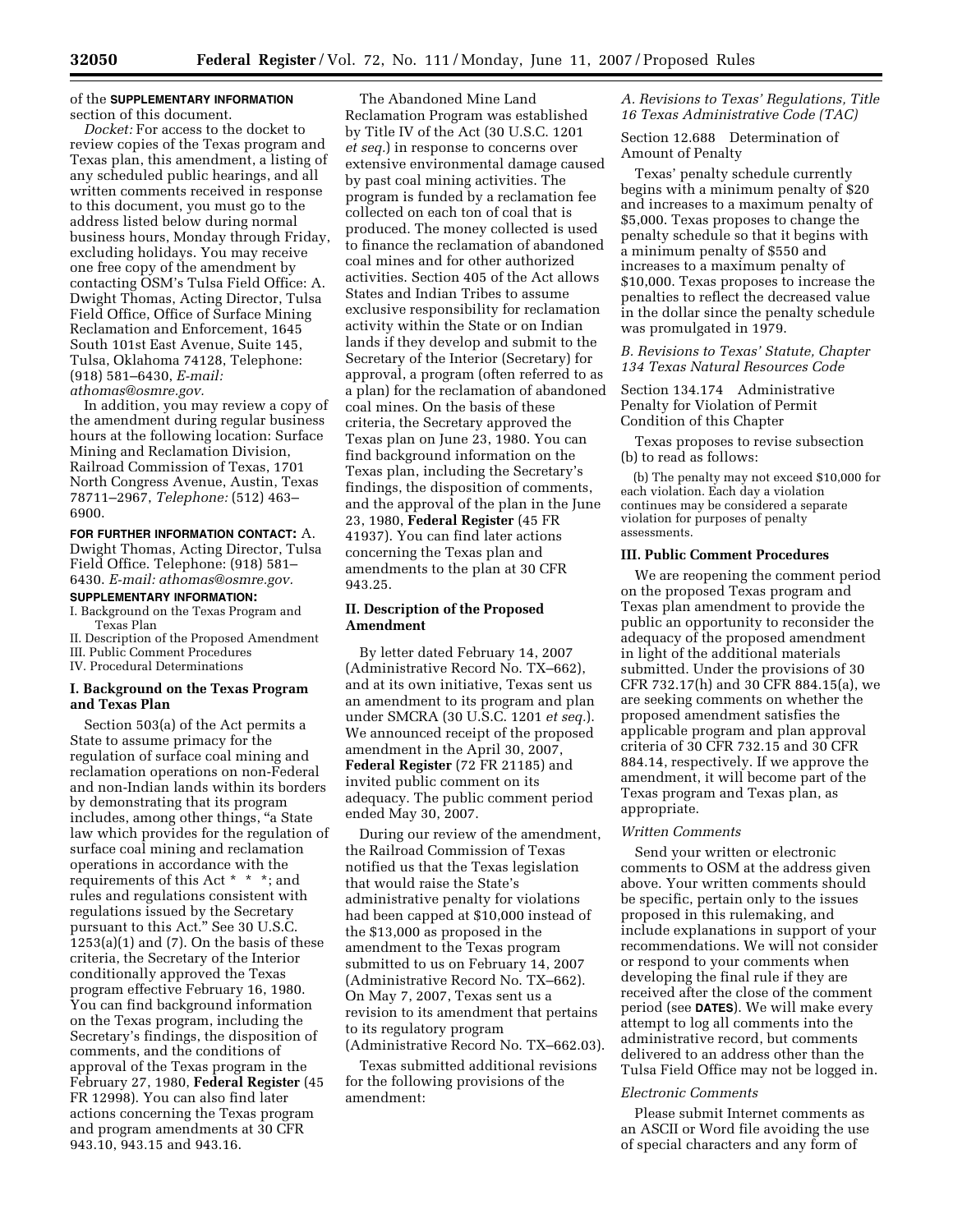of the **SUPPLEMENTARY INFORMATION** section of this document.

*Docket:* For access to the docket to review copies of the Texas program and Texas plan, this amendment, a listing of any scheduled public hearings, and all written comments received in response to this document, you must go to the address listed below during normal business hours, Monday through Friday, excluding holidays. You may receive one free copy of the amendment by contacting OSM's Tulsa Field Office: A. Dwight Thomas, Acting Director, Tulsa Field Office, Office of Surface Mining Reclamation and Enforcement, 1645 South 101st East Avenue, Suite 145, Tulsa, Oklahoma 74128, Telephone: (918) 581–6430, *E-mail: athomas@osmre.gov.*

In addition, you may review a copy of the amendment during regular business hours at the following location: Surface Mining and Reclamation Division, Railroad Commission of Texas, 1701 North Congress Avenue, Austin, Texas 78711–2967, *Telephone:* (512) 463–6900.

**FOR FURTHER INFORMATION CONTACT:** A. Dwight Thomas, Acting Director, Tulsa Field Office. Telephone: (918) 581–6430. *E-mail: athomas@osmre.gov.*

**SUPPLEMENTARY INFORMATION:**

I. Background on the Texas Program and Texas Plan
II. Description of the Proposed Amendment
III. Public Comment Procedures
IV. Procedural Determinations

## I. Background on the Texas Program and Texas Plan

Section 503(a) of the Act permits a State to assume primacy for the regulation of surface coal mining and reclamation operations on non-Federal and non-Indian lands within its borders by demonstrating that its program includes, among other things, "a State law which provides for the regulation of surface coal mining and reclamation operations in accordance with the requirements of this Act * * *; and rules and regulations consistent with regulations issued by the Secretary pursuant to this Act." See 30 U.S.C. 1253(a)(1) and (7). On the basis of these criteria, the Secretary of the Interior conditionally approved the Texas program effective February 16, 1980. You can find background information on the Texas program, including the Secretary's findings, the disposition of comments, and the conditions of approval of the Texas program in the February 27, 1980, **Federal Register** (45 FR 12998). You can also find later actions concerning the Texas program and program amendments at 30 CFR 943.10, 943.15 and 943.16.

The Abandoned Mine Land Reclamation Program was established by Title IV of the Act (30 U.S.C. 1201 *et seq.*) in response to concerns over extensive environmental damage caused by past coal mining activities. The program is funded by a reclamation fee collected on each ton of coal that is produced. The money collected is used to finance the reclamation of abandoned coal mines and for other authorized activities. Section 405 of the Act allows States and Indian Tribes to assume exclusive responsibility for reclamation activity within the State or on Indian lands if they develop and submit to the Secretary of the Interior (Secretary) for approval, a program (often referred to as a plan) for the reclamation of abandoned coal mines. On the basis of these criteria, the Secretary approved the Texas plan on June 23, 1980. You can find background information on the Texas plan, including the Secretary's findings, the disposition of comments, and the approval of the plan in the June 23, 1980, **Federal Register** (45 FR 41937). You can find later actions concerning the Texas plan and amendments to the plan at 30 CFR 943.25.

## II. Description of the Proposed Amendment

By letter dated February 14, 2007 (Administrative Record No. TX–662), and at its own initiative, Texas sent us an amendment to its program and plan under SMCRA (30 U.S.C. 1201 *et seq.*). We announced receipt of the proposed amendment in the April 30, 2007, **Federal Register** (72 FR 21185) and invited public comment on its adequacy. The public comment period ended May 30, 2007.

During our review of the amendment, the Railroad Commission of Texas notified us that the Texas legislation that would raise the State's administrative penalty for violations had been capped at $10,000 instead of the $13,000 as proposed in the amendment to the Texas program submitted to us on February 14, 2007 (Administrative Record No. TX–662). On May 7, 2007, Texas sent us a revision to its amendment that pertains to its regulatory program (Administrative Record No. TX–662.03).

Texas submitted additional revisions for the following provisions of the amendment:

### *A. Revisions to Texas' Regulations, Title 16 Texas Administrative Code (TAC)*

Section 12.688 Determination of Amount of Penalty

Texas' penalty schedule currently begins with a minimum penalty of $20 and increases to a maximum penalty of $5,000. Texas proposes to change the penalty schedule so that it begins with a minimum penalty of $550 and increases to a maximum penalty of $10,000. Texas proposes to increase the penalties to reflect the decreased value in the dollar since the penalty schedule was promulgated in 1979.

### *B. Revisions to Texas' Statute, Chapter 134 Texas Natural Resources Code*

Section 134.174 Administrative Penalty for Violation of Permit Condition of this Chapter

Texas proposes to revise subsection (b) to read as follows:

(b) The penalty may not exceed $10,000 for each violation. Each day a violation continues may be considered a separate violation for purposes of penalty assessments.

## III. Public Comment Procedures

We are reopening the comment period on the proposed Texas program and Texas plan amendment to provide the public an opportunity to reconsider the adequacy of the proposed amendment in light of the additional materials submitted. Under the provisions of 30 CFR 732.17(h) and 30 CFR 884.15(a), we are seeking comments on whether the proposed amendment satisfies the applicable program and plan approval criteria of 30 CFR 732.15 and 30 CFR 884.14, respectively. If we approve the amendment, it will become part of the Texas program and Texas plan, as appropriate.

### *Written Comments*

Send your written or electronic comments to OSM at the address given above. Your written comments should be specific, pertain only to the issues proposed in this rulemaking, and include explanations in support of your recommendations. We will not consider or respond to your comments when developing the final rule if they are received after the close of the comment period (see **DATES**). We will make every attempt to log all comments into the administrative record, but comments delivered to an address other than the Tulsa Field Office may not be logged in.

### *Electronic Comments*

Please submit Internet comments as an ASCII or Word file avoiding the use of special characters and any form of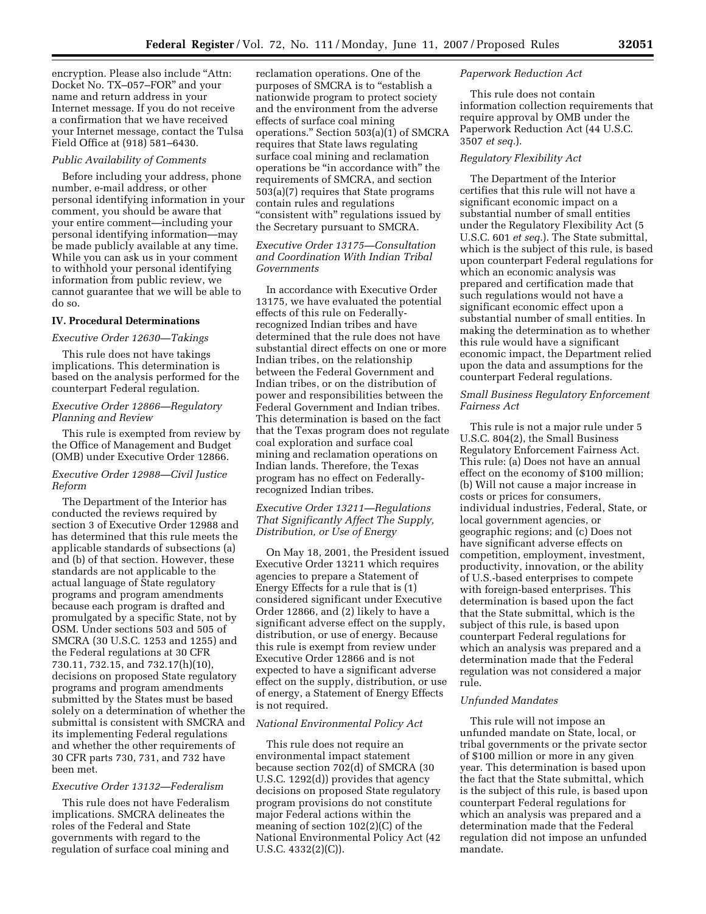encryption. Please also include "Attn: Docket No. TX–057–FOR" and your name and return address in your Internet message. If you do not receive a confirmation that we have received your Internet message, contact the Tulsa Field Office at (918) 581–6430.

*Public Availability of Comments*

Before including your address, phone number, e-mail address, or other personal identifying information in your comment, you should be aware that your entire comment—including your personal identifying information—may be made publicly available at any time. While you can ask us in your comment to withhold your personal identifying information from public review, we cannot guarantee that we will be able to do so.

## IV. Procedural Determinations

*Executive Order 12630—Takings*

This rule does not have takings implications. This determination is based on the analysis performed for the counterpart Federal regulation.

*Executive Order 12866—Regulatory Planning and Review*

This rule is exempted from review by the Office of Management and Budget (OMB) under Executive Order 12866.

*Executive Order 12988—Civil Justice Reform*

The Department of the Interior has conducted the reviews required by section 3 of Executive Order 12988 and has determined that this rule meets the applicable standards of subsections (a) and (b) of that section. However, these standards are not applicable to the actual language of State regulatory programs and program amendments because each program is drafted and promulgated by a specific State, not by OSM. Under sections 503 and 505 of SMCRA (30 U.S.C. 1253 and 1255) and the Federal regulations at 30 CFR 730.11, 732.15, and 732.17(h)(10), decisions on proposed State regulatory programs and program amendments submitted by the States must be based solely on a determination of whether the submittal is consistent with SMCRA and its implementing Federal regulations and whether the other requirements of 30 CFR parts 730, 731, and 732 have been met.

*Executive Order 13132—Federalism*

This rule does not have Federalism implications. SMCRA delineates the roles of the Federal and State governments with regard to the regulation of surface coal mining and reclamation operations. One of the purposes of SMCRA is to "establish a nationwide program to protect society and the environment from the adverse effects of surface coal mining operations." Section 503(a)(1) of SMCRA requires that State laws regulating surface coal mining and reclamation operations be "in accordance with" the requirements of SMCRA, and section 503(a)(7) requires that State programs contain rules and regulations "consistent with" regulations issued by the Secretary pursuant to SMCRA.

*Executive Order 13175—Consultation and Coordination With Indian Tribal Governments*

In accordance with Executive Order 13175, we have evaluated the potential effects of this rule on Federally-recognized Indian tribes and have determined that the rule does not have substantial direct effects on one or more Indian tribes, on the relationship between the Federal Government and Indian tribes, or on the distribution of power and responsibilities between the Federal Government and Indian tribes. This determination is based on the fact that the Texas program does not regulate coal exploration and surface coal mining and reclamation operations on Indian lands. Therefore, the Texas program has no effect on Federally-recognized Indian tribes.

*Executive Order 13211—Regulations That Significantly Affect The Supply, Distribution, or Use of Energy*

On May 18, 2001, the President issued Executive Order 13211 which requires agencies to prepare a Statement of Energy Effects for a rule that is (1) considered significant under Executive Order 12866, and (2) likely to have a significant adverse effect on the supply, distribution, or use of energy. Because this rule is exempt from review under Executive Order 12866 and is not expected to have a significant adverse effect on the supply, distribution, or use of energy, a Statement of Energy Effects is not required.

*National Environmental Policy Act*

This rule does not require an environmental impact statement because section 702(d) of SMCRA (30 U.S.C. 1292(d)) provides that agency decisions on proposed State regulatory program provisions do not constitute major Federal actions within the meaning of section 102(2)(C) of the National Environmental Policy Act (42 U.S.C. 4332(2)(C)).

*Paperwork Reduction Act*

This rule does not contain information collection requirements that require approval by OMB under the Paperwork Reduction Act (44 U.S.C. 3507 *et seq.*).

*Regulatory Flexibility Act*

The Department of the Interior certifies that this rule will not have a significant economic impact on a substantial number of small entities under the Regulatory Flexibility Act (5 U.S.C. 601 *et seq.*). The State submittal, which is the subject of this rule, is based upon counterpart Federal regulations for which an economic analysis was prepared and certification made that such regulations would not have a significant economic effect upon a substantial number of small entities. In making the determination as to whether this rule would have a significant economic impact, the Department relied upon the data and assumptions for the counterpart Federal regulations.

*Small Business Regulatory Enforcement Fairness Act*

This rule is not a major rule under 5 U.S.C. 804(2), the Small Business Regulatory Enforcement Fairness Act. This rule: (a) Does not have an annual effect on the economy of $100 million; (b) Will not cause a major increase in costs or prices for consumers, individual industries, Federal, State, or local government agencies, or geographic regions; and (c) Does not have significant adverse effects on competition, employment, investment, productivity, innovation, or the ability of U.S.-based enterprises to compete with foreign-based enterprises. This determination is based upon the fact that the State submittal, which is the subject of this rule, is based upon counterpart Federal regulations for which an analysis was prepared and a determination made that the Federal regulation was not considered a major rule.

*Unfunded Mandates*

This rule will not impose an unfunded mandate on State, local, or tribal governments or the private sector of $100 million or more in any given year. This determination is based upon the fact that the State submittal, which is the subject of this rule, is based upon counterpart Federal regulations for which an analysis was prepared and a determination made that the Federal regulation did not impose an unfunded mandate.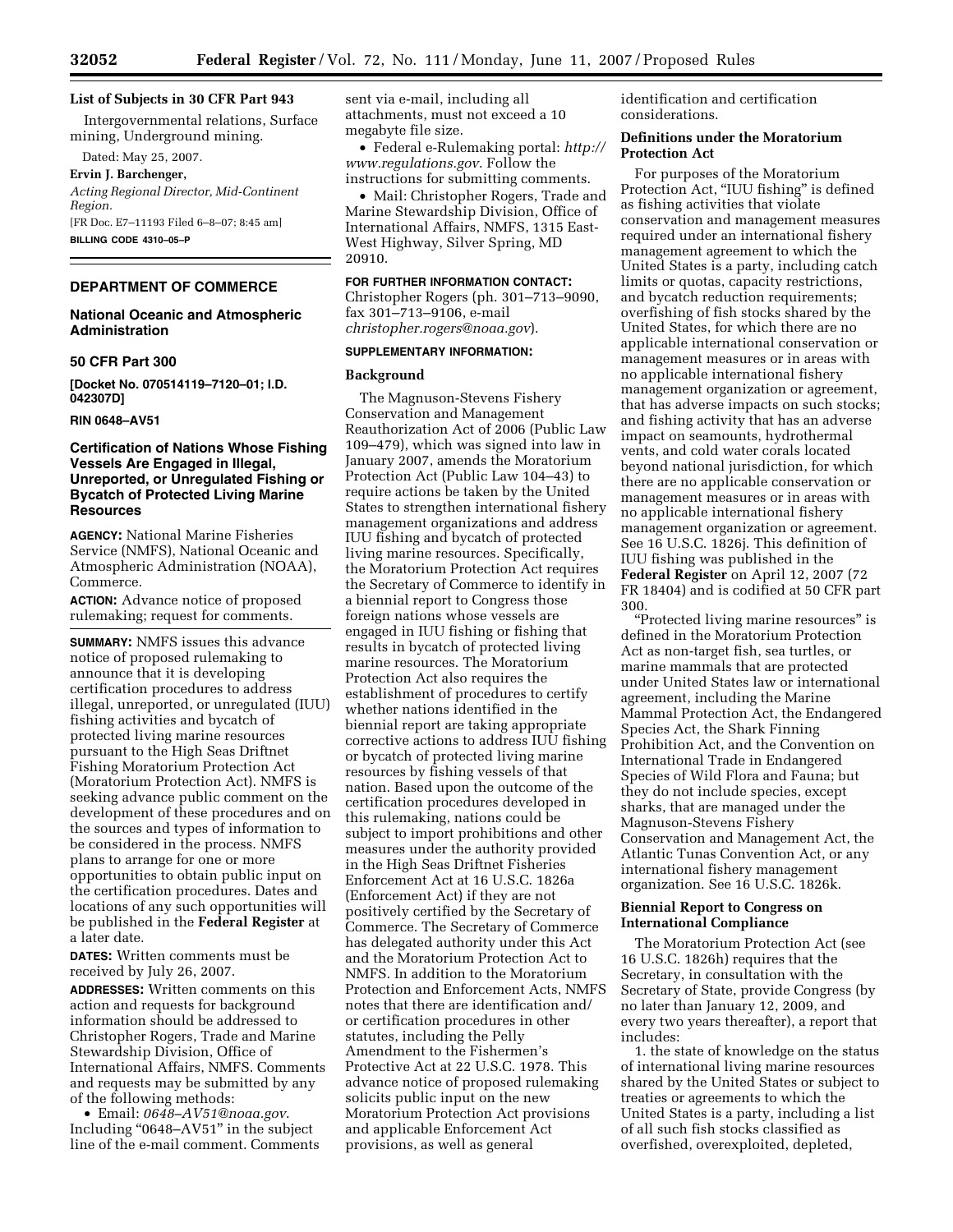## List of Subjects in 30 CFR Part 943

Intergovernmental relations, Surface mining, Underground mining.

Dated: May 25, 2007.

**Ervin J. Barchenger,**

*Acting Regional Director, Mid-Continent Region.*

[FR Doc. E7–11193 Filed 6–8–07; 8:45 am]

**BILLING CODE 4310–05–P**

---

## DEPARTMENT OF COMMERCE

### National Oceanic and Atmospheric Administration

### 50 CFR Part 300

**[Docket No. 070514119–7120–01; I.D. 042307D]**

**RIN 0648–AV51**

### Certification of Nations Whose Fishing Vessels Are Engaged in Illegal, Unreported, or Unregulated Fishing or Bycatch of Protected Living Marine Resources

**AGENCY:** National Marine Fisheries Service (NMFS), National Oceanic and Atmospheric Administration (NOAA), Commerce.

**ACTION:** Advance notice of proposed rulemaking; request for comments.

**SUMMARY:** NMFS issues this advance notice of proposed rulemaking to announce that it is developing certification procedures to address illegal, unreported, or unregulated (IUU) fishing activities and bycatch of protected living marine resources pursuant to the High Seas Driftnet Fishing Moratorium Protection Act (Moratorium Protection Act). NMFS is seeking advance public comment on the development of these procedures and on the sources and types of information to be considered in the process. NMFS plans to arrange for one or more opportunities to obtain public input on the certification procedures. Dates and locations of any such opportunities will be published in the **Federal Register** at a later date.

**DATES:** Written comments must be received by July 26, 2007.

**ADDRESSES:** Written comments on this action and requests for background information should be addressed to Christopher Rogers, Trade and Marine Stewardship Division, Office of International Affairs, NMFS. Comments and requests may be submitted by any of the following methods:

- Email: *0648–AV51@noaa.gov*. Including "0648–AV51" in the subject line of the e-mail comment. Comments sent via e-mail, including all attachments, must not exceed a 10 megabyte file size.
- Federal e-Rulemaking portal: *http://www.regulations.gov*. Follow the instructions for submitting comments.
- Mail: Christopher Rogers, Trade and Marine Stewardship Division, Office of International Affairs, NMFS, 1315 East-West Highway, Silver Spring, MD 20910.

**FOR FURTHER INFORMATION CONTACT:** Christopher Rogers (ph. 301–713–9090, fax 301–713–9106, e-mail *christopher.rogers@noaa.gov*).

**SUPPLEMENTARY INFORMATION:**

#### Background

The Magnuson-Stevens Fishery Conservation and Management Reauthorization Act of 2006 (Public Law 109–479), which was signed into law in January 2007, amends the Moratorium Protection Act (Public Law 104–43) to require actions be taken by the United States to strengthen international fishery management organizations and address IUU fishing and bycatch of protected living marine resources. Specifically, the Moratorium Protection Act requires the Secretary of Commerce to identify in a biennial report to Congress those foreign nations whose vessels are engaged in IUU fishing or fishing that results in bycatch of protected living marine resources. The Moratorium Protection Act also requires the establishment of procedures to certify whether nations identified in the biennial report are taking appropriate corrective actions to address IUU fishing or bycatch of protected living marine resources by fishing vessels of that nation. Based upon the outcome of the certification procedures developed in this rulemaking, nations could be subject to import prohibitions and other measures under the authority provided in the High Seas Driftnet Fisheries Enforcement Act at 16 U.S.C. 1826a (Enforcement Act) if they are not positively certified by the Secretary of Commerce. The Secretary of Commerce has delegated authority under this Act and the Moratorium Protection Act to NMFS. In addition to the Moratorium Protection and Enforcement Acts, NMFS notes that there are identification and/or certification procedures in other statutes, including the Pelly Amendment to the Fishermen's Protective Act at 22 U.S.C. 1978. This advance notice of proposed rulemaking solicits public input on the new Moratorium Protection Act provisions and applicable Enforcement Act provisions, as well as general identification and certification considerations.

#### Definitions under the Moratorium Protection Act

For purposes of the Moratorium Protection Act, "IUU fishing" is defined as fishing activities that violate conservation and management measures required under an international fishery management agreement to which the United States is a party, including catch limits or quotas, capacity restrictions, and bycatch reduction requirements; overfishing of fish stocks shared by the United States, for which there are no applicable international conservation or management measures or in areas with no applicable international fishery management organization or agreement, that has adverse impacts on such stocks; and fishing activity that has an adverse impact on seamounts, hydrothermal vents, and cold water corals located beyond national jurisdiction, for which there are no applicable conservation or management measures or in areas with no applicable international fishery management organization or agreement. See 16 U.S.C. 1826j. This definition of IUU fishing was published in the **Federal Register** on April 12, 2007 (72 FR 18404) and is codified at 50 CFR part 300.

"Protected living marine resources" is defined in the Moratorium Protection Act as non-target fish, sea turtles, or marine mammals that are protected under United States law or international agreement, including the Marine Mammal Protection Act, the Endangered Species Act, the Shark Finning Prohibition Act, and the Convention on International Trade in Endangered Species of Wild Flora and Fauna; but they do not include species, except sharks, that are managed under the Magnuson-Stevens Fishery Conservation and Management Act, the Atlantic Tunas Convention Act, or any international fishery management organization. See 16 U.S.C. 1826k.

#### Biennial Report to Congress on International Compliance

The Moratorium Protection Act (see 16 U.S.C. 1826h) requires that the Secretary, in consultation with the Secretary of State, provide Congress (by no later than January 12, 2009, and every two years thereafter), a report that includes:

1. the state of knowledge on the status of international living marine resources shared by the United States or subject to treaties or agreements to which the United States is a party, including a list of all such fish stocks classified as overfished, overexploited, depleted,